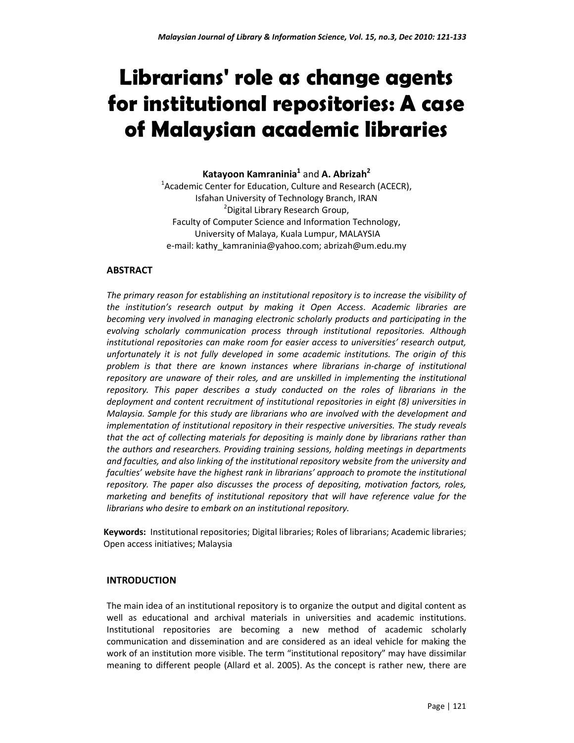# Librarians' role as change agents for institutional repositories: A case of Malaysian academic libraries

**Katayoon Kamraninia[1]** and **A. Abrizah[2]**

[1]Academic Center for Education, Culture and Research (ACECR), Isfahan University of Technology Branch, IRAN

[2]Digital Library Research Group, Faculty of Computer Science and Information Technology, University of Malaya, Kuala Lumpur, MALAYSIA

e-mail: kathy_kamraninia@yahoo.com; abrizah@um.edu.my

## ABSTRACT

*The primary reason for establishing an institutional repository is to increase the visibility of the institution's research output by making it Open Access. Academic libraries are becoming very involved in managing electronic scholarly products and participating in the evolving scholarly communication process through institutional repositories. Although institutional repositories can make room for easier access to universities' research output, unfortunately it is not fully developed in some academic institutions. The origin of this problem is that there are known instances where librarians in-charge of institutional repository are unaware of their roles, and are unskilled in implementing the institutional repository. This paper describes a study conducted on the roles of librarians in the deployment and content recruitment of institutional repositories in eight (8) universities in Malaysia. Sample for this study are librarians who are involved with the development and implementation of institutional repository in their respective universities. The study reveals that the act of collecting materials for depositing is mainly done by librarians rather than the authors and researchers. Providing training sessions, holding meetings in departments and faculties, and also linking of the institutional repository website from the university and faculties' website have the highest rank in librarians' approach to promote the institutional repository. The paper also discusses the process of depositing, motivation factors, roles, marketing and benefits of institutional repository that will have reference value for the librarians who desire to embark on an institutional repository.*

**Keywords:** Institutional repositories; Digital libraries; Roles of librarians; Academic libraries; Open access initiatives; Malaysia

## INTRODUCTION

The main idea of an institutional repository is to organize the output and digital content as well as educational and archival materials in universities and academic institutions. Institutional repositories are becoming a new method of academic scholarly communication and dissemination and are considered as an ideal vehicle for making the work of an institution more visible. The term "institutional repository" may have dissimilar meaning to different people (Allard et al. 2005). As the concept is rather new, there are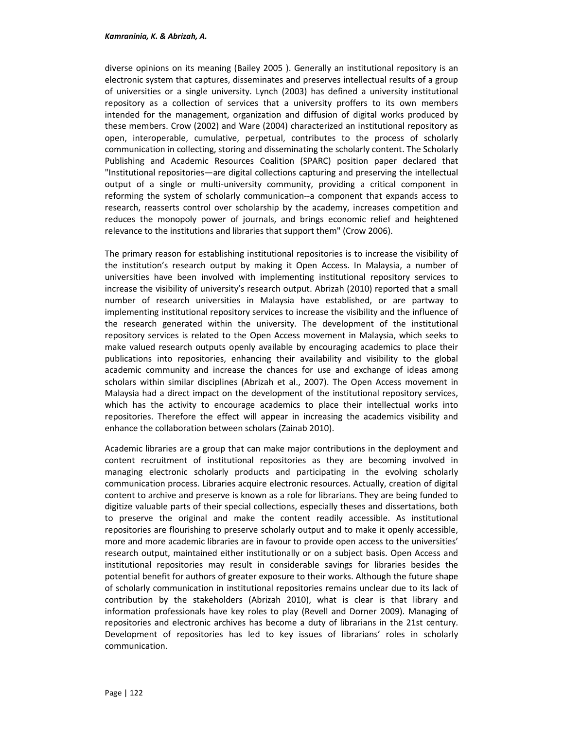diverse opinions on its meaning (Bailey 2005 ). Generally an institutional repository is an electronic system that captures, disseminates and preserves intellectual results of a group of universities or a single university. Lynch (2003) has defined a university institutional repository as a collection of services that a university proffers to its own members intended for the management, organization and diffusion of digital works produced by these members. Crow (2002) and Ware (2004) characterized an institutional repository as open, interoperable, cumulative, perpetual, contributes to the process of scholarly communication in collecting, storing and disseminating the scholarly content. The Scholarly Publishing and Academic Resources Coalition (SPARC) position paper declared that "Institutional repositories—are digital collections capturing and preserving the intellectual output of a single or multi-university community, providing a critical component in reforming the system of scholarly communication--a component that expands access to research, reasserts control over scholarship by the academy, increases competition and reduces the monopoly power of journals, and brings economic relief and heightened relevance to the institutions and libraries that support them" (Crow 2006).

The primary reason for establishing institutional repositories is to increase the visibility of the institution's research output by making it Open Access. In Malaysia, a number of universities have been involved with implementing institutional repository services to increase the visibility of university's research output. Abrizah (2010) reported that a small number of research universities in Malaysia have established, or are partway to implementing institutional repository services to increase the visibility and the influence of the research generated within the university. The development of the institutional repository services is related to the Open Access movement in Malaysia, which seeks to make valued research outputs openly available by encouraging academics to place their publications into repositories, enhancing their availability and visibility to the global academic community and increase the chances for use and exchange of ideas among scholars within similar disciplines (Abrizah et al., 2007). The Open Access movement in Malaysia had a direct impact on the development of the institutional repository services, which has the activity to encourage academics to place their intellectual works into repositories. Therefore the effect will appear in increasing the academics visibility and enhance the collaboration between scholars (Zainab 2010).

Academic libraries are a group that can make major contributions in the deployment and content recruitment of institutional repositories as they are becoming involved in managing electronic scholarly products and participating in the evolving scholarly communication process. Libraries acquire electronic resources. Actually, creation of digital content to archive and preserve is known as a role for librarians. They are being funded to digitize valuable parts of their special collections, especially theses and dissertations, both to preserve the original and make the content readily accessible. As institutional repositories are flourishing to preserve scholarly output and to make it openly accessible, more and more academic libraries are in favour to provide open access to the universities' research output, maintained either institutionally or on a subject basis. Open Access and institutional repositories may result in considerable savings for libraries besides the potential benefit for authors of greater exposure to their works. Although the future shape of scholarly communication in institutional repositories remains unclear due to its lack of contribution by the stakeholders (Abrizah 2010), what is clear is that library and information professionals have key roles to play (Revell and Dorner 2009). Managing of repositories and electronic archives has become a duty of librarians in the 21st century. Development of repositories has led to key issues of librarians' roles in scholarly communication.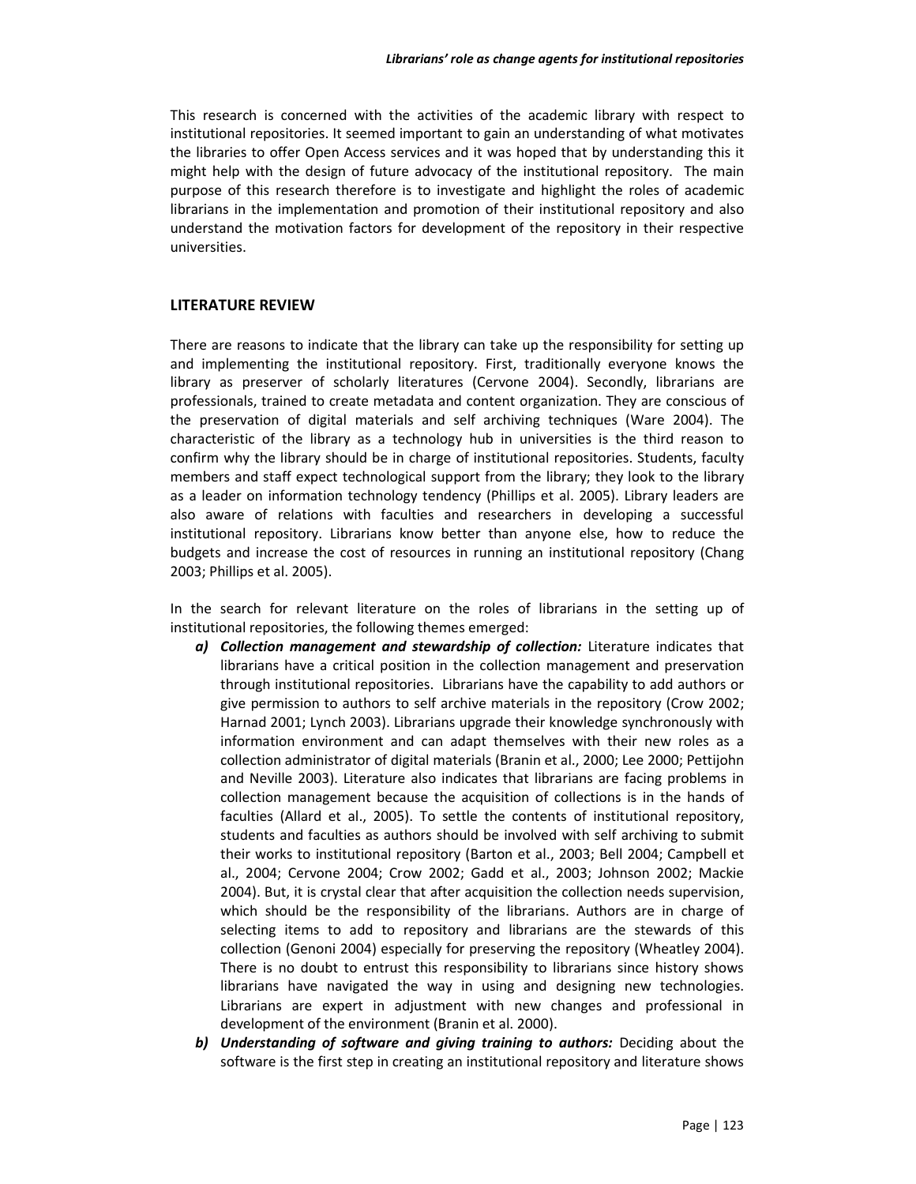This research is concerned with the activities of the academic library with respect to institutional repositories. It seemed important to gain an understanding of what motivates the libraries to offer Open Access services and it was hoped that by understanding this it might help with the design of future advocacy of the institutional repository. The main purpose of this research therefore is to investigate and highlight the roles of academic librarians in the implementation and promotion of their institutional repository and also understand the motivation factors for development of the repository in their respective universities.

## LITERATURE REVIEW

There are reasons to indicate that the library can take up the responsibility for setting up and implementing the institutional repository. First, traditionally everyone knows the library as preserver of scholarly literatures (Cervone 2004). Secondly, librarians are professionals, trained to create metadata and content organization. They are conscious of the preservation of digital materials and self archiving techniques (Ware 2004). The characteristic of the library as a technology hub in universities is the third reason to confirm why the library should be in charge of institutional repositories. Students, faculty members and staff expect technological support from the library; they look to the library as a leader on information technology tendency (Phillips et al. 2005). Library leaders are also aware of relations with faculties and researchers in developing a successful institutional repository. Librarians know better than anyone else, how to reduce the budgets and increase the cost of resources in running an institutional repository (Chang 2003; Phillips et al. 2005).

In the search for relevant literature on the roles of librarians in the setting up of institutional repositories, the following themes emerged:

a) ***Collection management and stewardship of collection:*** Literature indicates that librarians have a critical position in the collection management and preservation through institutional repositories. Librarians have the capability to add authors or give permission to authors to self archive materials in the repository (Crow 2002; Harnad 2001; Lynch 2003). Librarians upgrade their knowledge synchronously with information environment and can adapt themselves with their new roles as a collection administrator of digital materials (Branin et al., 2000; Lee 2000; Pettijohn and Neville 2003). Literature also indicates that librarians are facing problems in collection management because the acquisition of collections is in the hands of faculties (Allard et al., 2005). To settle the contents of institutional repository, students and faculties as authors should be involved with self archiving to submit their works to institutional repository (Barton et al., 2003; Bell 2004; Campbell et al., 2004; Cervone 2004; Crow 2002; Gadd et al., 2003; Johnson 2002; Mackie 2004). But, it is crystal clear that after acquisition the collection needs supervision, which should be the responsibility of the librarians. Authors are in charge of selecting items to add to repository and librarians are the stewards of this collection (Genoni 2004) especially for preserving the repository (Wheatley 2004). There is no doubt to entrust this responsibility to librarians since history shows librarians have navigated the way in using and designing new technologies. Librarians are expert in adjustment with new changes and professional in development of the environment (Branin et al. 2000).

b) ***Understanding of software and giving training to authors:*** Deciding about the software is the first step in creating an institutional repository and literature shows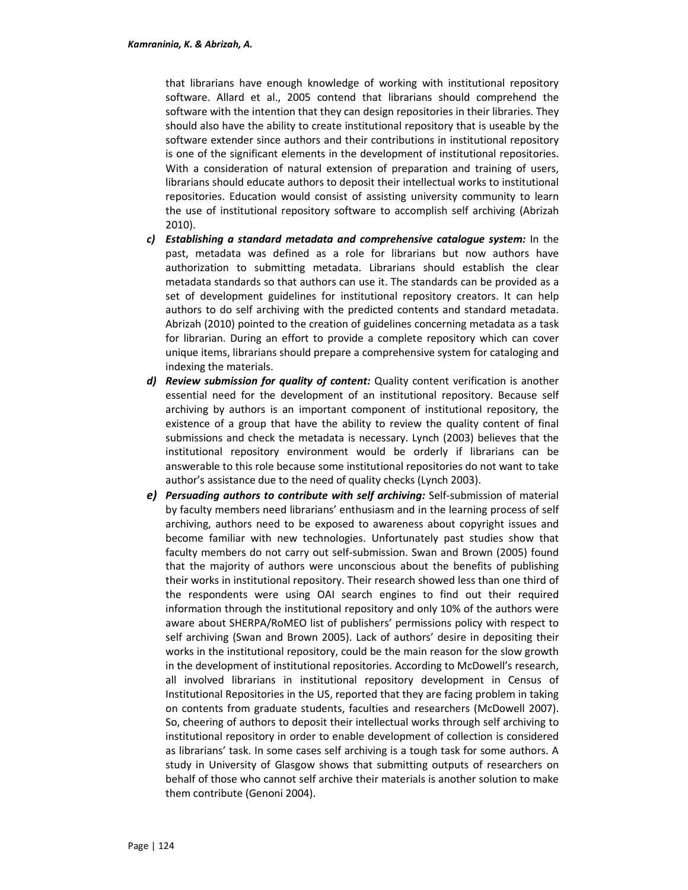that librarians have enough knowledge of working with institutional repository software. Allard et al., 2005 contend that librarians should comprehend the software with the intention that they can design repositories in their libraries. They should also have the ability to create institutional repository that is useable by the software extender since authors and their contributions in institutional repository is one of the significant elements in the development of institutional repositories. With a consideration of natural extension of preparation and training of users, librarians should educate authors to deposit their intellectual works to institutional repositories. Education would consist of assisting university community to learn the use of institutional repository software to accomplish self archiving (Abrizah 2010).

c) ***Establishing a standard metadata and comprehensive catalogue system:*** In the past, metadata was defined as a role for librarians but now authors have authorization to submitting metadata. Librarians should establish the clear metadata standards so that authors can use it. The standards can be provided as a set of development guidelines for institutional repository creators. It can help authors to do self archiving with the predicted contents and standard metadata. Abrizah (2010) pointed to the creation of guidelines concerning metadata as a task for librarian. During an effort to provide a complete repository which can cover unique items, librarians should prepare a comprehensive system for cataloging and indexing the materials.

d) ***Review submission for quality of content:*** Quality content verification is another essential need for the development of an institutional repository. Because self archiving by authors is an important component of institutional repository, the existence of a group that have the ability to review the quality content of final submissions and check the metadata is necessary. Lynch (2003) believes that the institutional repository environment would be orderly if librarians can be answerable to this role because some institutional repositories do not want to take author's assistance due to the need of quality checks (Lynch 2003).

e) ***Persuading authors to contribute with self archiving:*** Self-submission of material by faculty members need librarians' enthusiasm and in the learning process of self archiving, authors need to be exposed to awareness about copyright issues and become familiar with new technologies. Unfortunately past studies show that faculty members do not carry out self-submission. Swan and Brown (2005) found that the majority of authors were unconscious about the benefits of publishing their works in institutional repository. Their research showed less than one third of the respondents were using OAI search engines to find out their required information through the institutional repository and only 10% of the authors were aware about SHERPA/RoMEO list of publishers' permissions policy with respect to self archiving (Swan and Brown 2005). Lack of authors' desire in depositing their works in the institutional repository, could be the main reason for the slow growth in the development of institutional repositories. According to McDowell's research, all involved librarians in institutional repository development in Census of Institutional Repositories in the US, reported that they are facing problem in taking on contents from graduate students, faculties and researchers (McDowell 2007). So, cheering of authors to deposit their intellectual works through self archiving to institutional repository in order to enable development of collection is considered as librarians' task. In some cases self archiving is a tough task for some authors. A study in University of Glasgow shows that submitting outputs of researchers on behalf of those who cannot self archive their materials is another solution to make them contribute (Genoni 2004).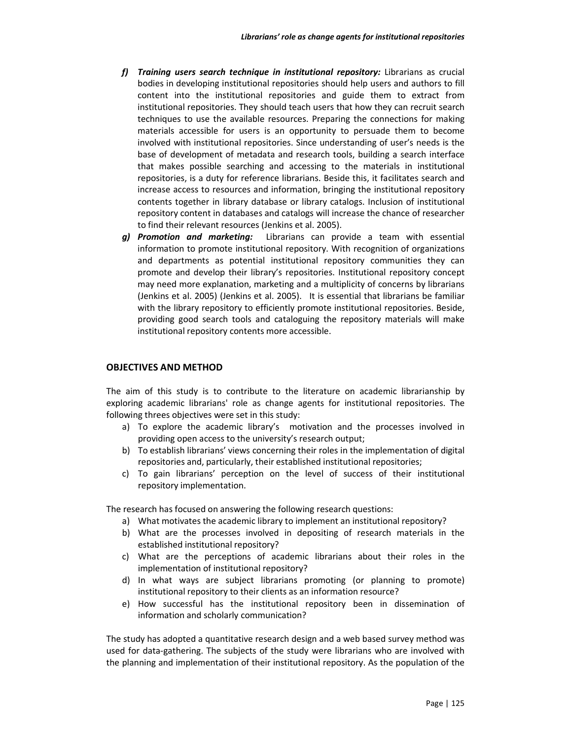f) ***Training users search technique in institutional repository:*** Librarians as crucial bodies in developing institutional repositories should help users and authors to fill content into the institutional repositories and guide them to extract from institutional repositories. They should teach users that how they can recruit search techniques to use the available resources. Preparing the connections for making materials accessible for users is an opportunity to persuade them to become involved with institutional repositories. Since understanding of user's needs is the base of development of metadata and research tools, building a search interface that makes possible searching and accessing to the materials in institutional repositories, is a duty for reference librarians. Beside this, it facilitates search and increase access to resources and information, bringing the institutional repository contents together in library database or library catalogs. Inclusion of institutional repository content in databases and catalogs will increase the chance of researcher to find their relevant resources (Jenkins et al. 2005).

g) ***Promotion and marketing:*** Librarians can provide a team with essential information to promote institutional repository. With recognition of organizations and departments as potential institutional repository communities they can promote and develop their library's repositories. Institutional repository concept may need more explanation, marketing and a multiplicity of concerns by librarians (Jenkins et al. 2005) (Jenkins et al. 2005). It is essential that librarians be familiar with the library repository to efficiently promote institutional repositories. Beside, providing good search tools and cataloguing the repository materials will make institutional repository contents more accessible.

## OBJECTIVES AND METHOD

The aim of this study is to contribute to the literature on academic librarianship by exploring academic librarians' role as change agents for institutional repositories. The following threes objectives were set in this study:

a) To explore the academic library's motivation and the processes involved in providing open access to the university's research output;
b) To establish librarians' views concerning their roles in the implementation of digital repositories and, particularly, their established institutional repositories;
c) To gain librarians' perception on the level of success of their institutional repository implementation.

The research has focused on answering the following research questions:

a) What motivates the academic library to implement an institutional repository?
b) What are the processes involved in depositing of research materials in the established institutional repository?
c) What are the perceptions of academic librarians about their roles in the implementation of institutional repository?
d) In what ways are subject librarians promoting (or planning to promote) institutional repository to their clients as an information resource?
e) How successful has the institutional repository been in dissemination of information and scholarly communication?

The study has adopted a quantitative research design and a web based survey method was used for data-gathering. The subjects of the study were librarians who are involved with the planning and implementation of their institutional repository. As the population of the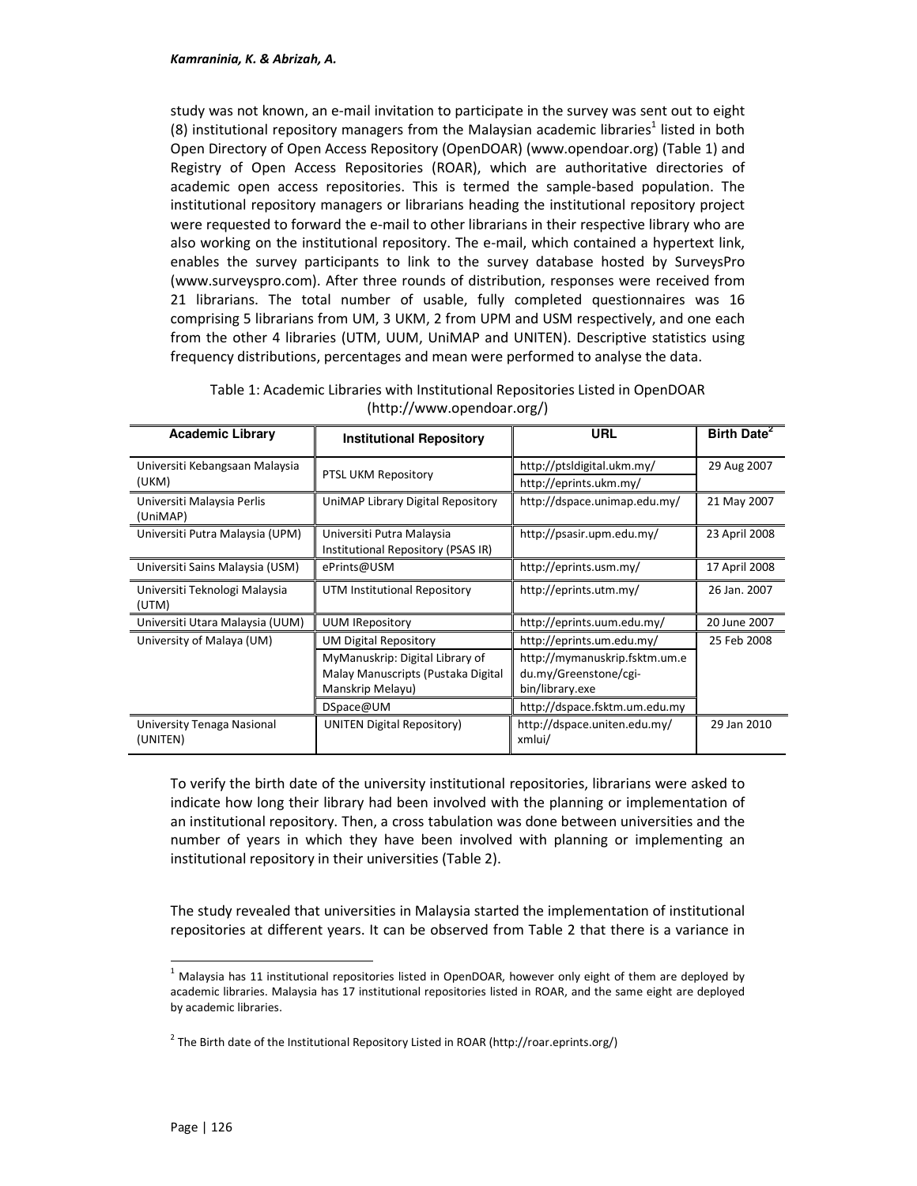study was not known, an e-mail invitation to participate in the survey was sent out to eight (8) institutional repository managers from the Malaysian academic libraries[1] listed in both Open Directory of Open Access Repository (OpenDOAR) (www.opendoar.org) (Table 1) and Registry of Open Access Repositories (ROAR), which are authoritative directories of academic open access repositories. This is termed the sample-based population. The institutional repository managers or librarians heading the institutional repository project were requested to forward the e-mail to other librarians in their respective library who are also working on the institutional repository. The e-mail, which contained a hypertext link, enables the survey participants to link to the survey database hosted by SurveysPro (www.surveyspro.com). After three rounds of distribution, responses were received from 21 librarians. The total number of usable, fully completed questionnaires was 16 comprising 5 librarians from UM, 3 UKM, 2 from UPM and USM respectively, and one each from the other 4 libraries (UTM, UUM, UniMAP and UNITEN). Descriptive statistics using frequency distributions, percentages and mean were performed to analyse the data.

Table 1: Academic Libraries with Institutional Repositories Listed in OpenDOAR (http://www.opendoar.org/)

| Academic Library | Institutional Repository | URL | Birth Date[2] |
|---|---|---|---|
| Universiti Kebangsaan Malaysia (UKM) | PTSL UKM Repository | http://ptsldigital.ukm.my/ | 29 Aug 2007 |
| | | http://eprints.ukm.my/ | |
| Universiti Malaysia Perlis (UniMAP) | UniMAP Library Digital Repository | http://dspace.unimap.edu.my/ | 21 May 2007 |
| Universiti Putra Malaysia (UPM) | Universiti Putra Malaysia Institutional Repository (PSAS IR) | http://psasir.upm.edu.my/ | 23 April 2008 |
| Universiti Sains Malaysia (USM) | ePrints@USM | http://eprints.usm.my/ | 17 April 2008 |
| Universiti Teknologi Malaysia (UTM) | UTM Institutional Repository | http://eprints.utm.my/ | 26 Jan. 2007 |
| Universiti Utara Malaysia (UUM) | UUM IRepository | http://eprints.uum.edu.my/ | 20 June 2007 |
| University of Malaya (UM) | UM Digital Repository | http://eprints.um.edu.my/ | 25 Feb 2008 |
| | MyManuskrip: Digital Library of Malay Manuscripts (Pustaka Digital Manskrip Melayu) | http://mymanuskrip.fsktm.um.edu.my/Greenstone/cgi-bin/library.exe | |
| | DSpace@UM | http://dspace.fsktm.um.edu.my | |
| University Tenaga Nasional (UNITEN) | UNITEN Digital Repository) | http://dspace.uniten.edu.my/xmlui/ | 29 Jan 2010 |

To verify the birth date of the university institutional repositories, librarians were asked to indicate how long their library had been involved with the planning or implementation of an institutional repository. Then, a cross tabulation was done between universities and the number of years in which they have been involved with planning or implementing an institutional repository in their universities (Table 2).

The study revealed that universities in Malaysia started the implementation of institutional repositories at different years. It can be observed from Table 2 that there is a variance in

[1] Malaysia has 11 institutional repositories listed in OpenDOAR, however only eight of them are deployed by academic libraries. Malaysia has 17 institutional repositories listed in ROAR, and the same eight are deployed by academic libraries.

[2] The Birth date of the Institutional Repository Listed in ROAR (http://roar.eprints.org/)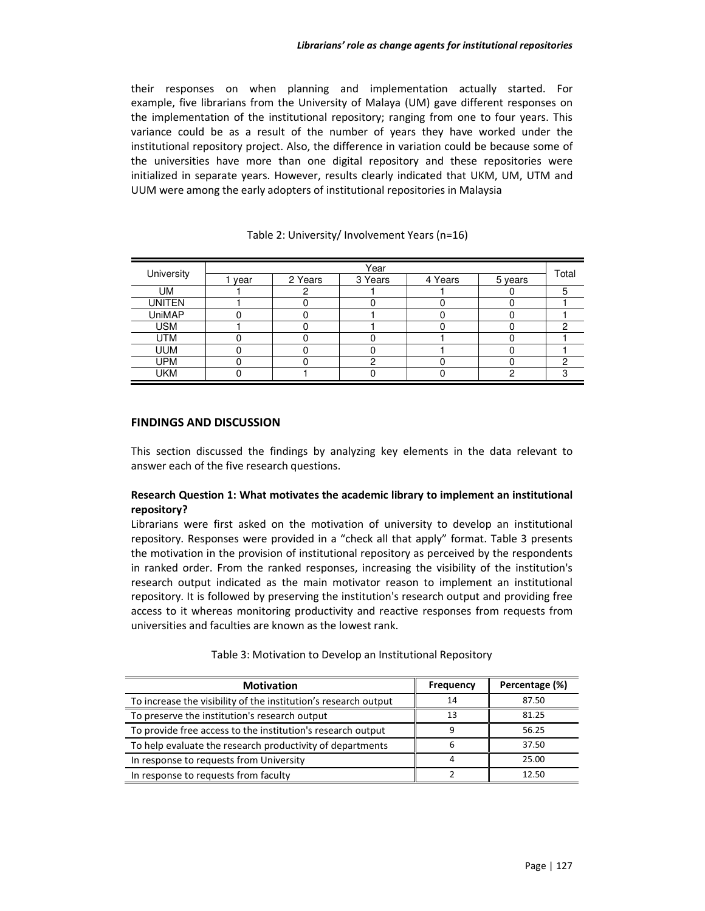their responses on when planning and implementation actually started. For example, five librarians from the University of Malaya (UM) gave different responses on the implementation of the institutional repository; ranging from one to four years. This variance could be as a result of the number of years they have worked under the institutional repository project. Also, the difference in variation could be because some of the universities have more than one digital repository and these repositories were initialized in separate years. However, results clearly indicated that UKM, UM, UTM and UUM were among the early adopters of institutional repositories in Malaysia

Table 2: University/ Involvement Years (n=16)

| University | Year | | | | | Total |
|---|---|---|---|---|---|---|
| | 1 year | 2 Years | 3 Years | 4 Years | 5 years | |
| UM | 1 | 2 | 1 | 1 | 0 | 5 |
| UNITEN | 1 | 0 | 0 | 0 | 0 | 1 |
| UniMAP | 0 | 0 | 1 | 0 | 0 | 1 |
| USM | 1 | 0 | 1 | 0 | 0 | 2 |
| UTM | 0 | 0 | 0 | 1 | 0 | 1 |
| UUM | 0 | 0 | 0 | 1 | 0 | 1 |
| UPM | 0 | 0 | 2 | 0 | 0 | 2 |
| UKM | 0 | 1 | 0 | 0 | 2 | 3 |

## FINDINGS AND DISCUSSION

This section discussed the findings by analyzing key elements in the data relevant to answer each of the five research questions.

**Research Question 1: What motivates the academic library to implement an institutional repository?**

Librarians were first asked on the motivation of university to develop an institutional repository. Responses were provided in a "check all that apply" format. Table 3 presents the motivation in the provision of institutional repository as perceived by the respondents in ranked order. From the ranked responses, increasing the visibility of the institution's research output indicated as the main motivator reason to implement an institutional repository. It is followed by preserving the institution's research output and providing free access to it whereas monitoring productivity and reactive responses from requests from universities and faculties are known as the lowest rank.

Table 3: Motivation to Develop an Institutional Repository

| Motivation | Frequency | Percentage (%) |
|---|---|---|
| To increase the visibility of the institution's research output | 14 | 87.50 |
| To preserve the institution's research output | 13 | 81.25 |
| To provide free access to the institution's research output | 9 | 56.25 |
| To help evaluate the research productivity of departments | 6 | 37.50 |
| In response to requests from University | 4 | 25.00 |
| In response to requests from faculty | 2 | 12.50 |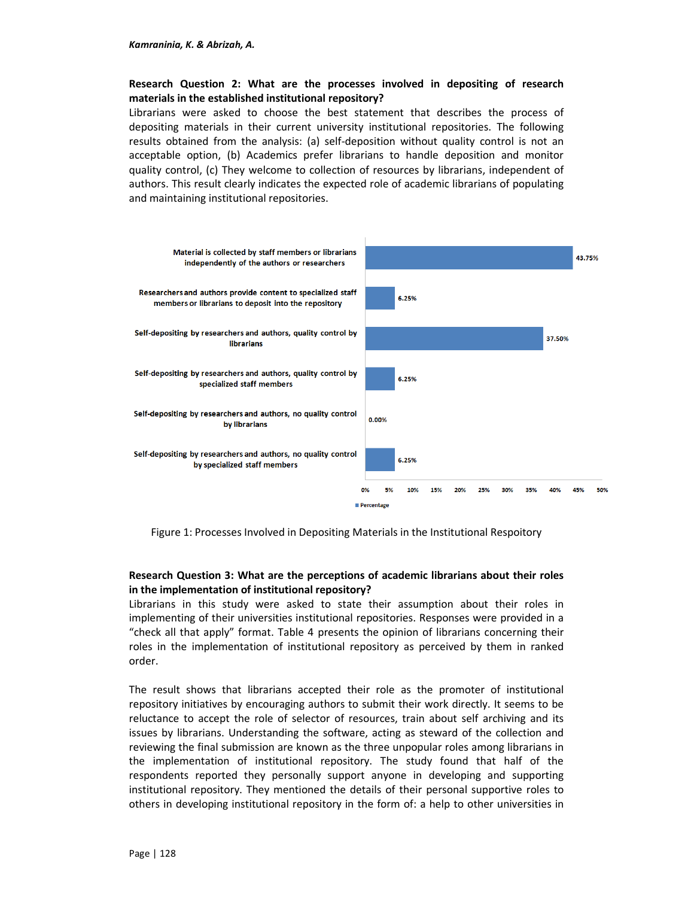**Research Question 2: What are the processes involved in depositing of research materials in the established institutional repository?**

Librarians were asked to choose the best statement that describes the process of depositing materials in their current university institutional repositories. The following results obtained from the analysis: (a) self-deposition without quality control is not an acceptable option, (b) Academics prefer librarians to handle deposition and monitor quality control, (c) They welcome to collection of resources by librarians, independent of authors. This result clearly indicates the expected role of academic librarians of populating and maintaining institutional repositories.

| Process | Percentage |
|---|---|
| Material is collected by staff members or librarians independently of the authors or researchers | 43.75% |
| Researchers and authors provide content to specialized staff members or librarians to deposit into the repository | 6.25% |
| Self-depositing by researchers and authors, quality control by librarians | 37.50% |
| Self-depositing by researchers and authors, quality control by specialized staff members | 6.25% |
| Self-depositing by researchers and authors, no quality control by librarians | 0.00% |
| Self-depositing by researchers and authors, no quality control by specialized staff members | 6.25% |

Figure 1: Processes Involved in Depositing Materials in the Institutional Respoitory

**Research Question 3: What are the perceptions of academic librarians about their roles in the implementation of institutional repository?**

Librarians in this study were asked to state their assumption about their roles in implementing of their universities institutional repositories. Responses were provided in a "check all that apply" format. Table 4 presents the opinion of librarians concerning their roles in the implementation of institutional repository as perceived by them in ranked order.

The result shows that librarians accepted their role as the promoter of institutional repository initiatives by encouraging authors to submit their work directly. It seems to be reluctance to accept the role of selector of resources, train about self archiving and its issues by librarians. Understanding the software, acting as steward of the collection and reviewing the final submission are known as the three unpopular roles among librarians in the implementation of institutional repository. The study found that half of the respondents reported they personally support anyone in developing and supporting institutional repository. They mentioned the details of their personal supportive roles to others in developing institutional repository in the form of: a help to other universities in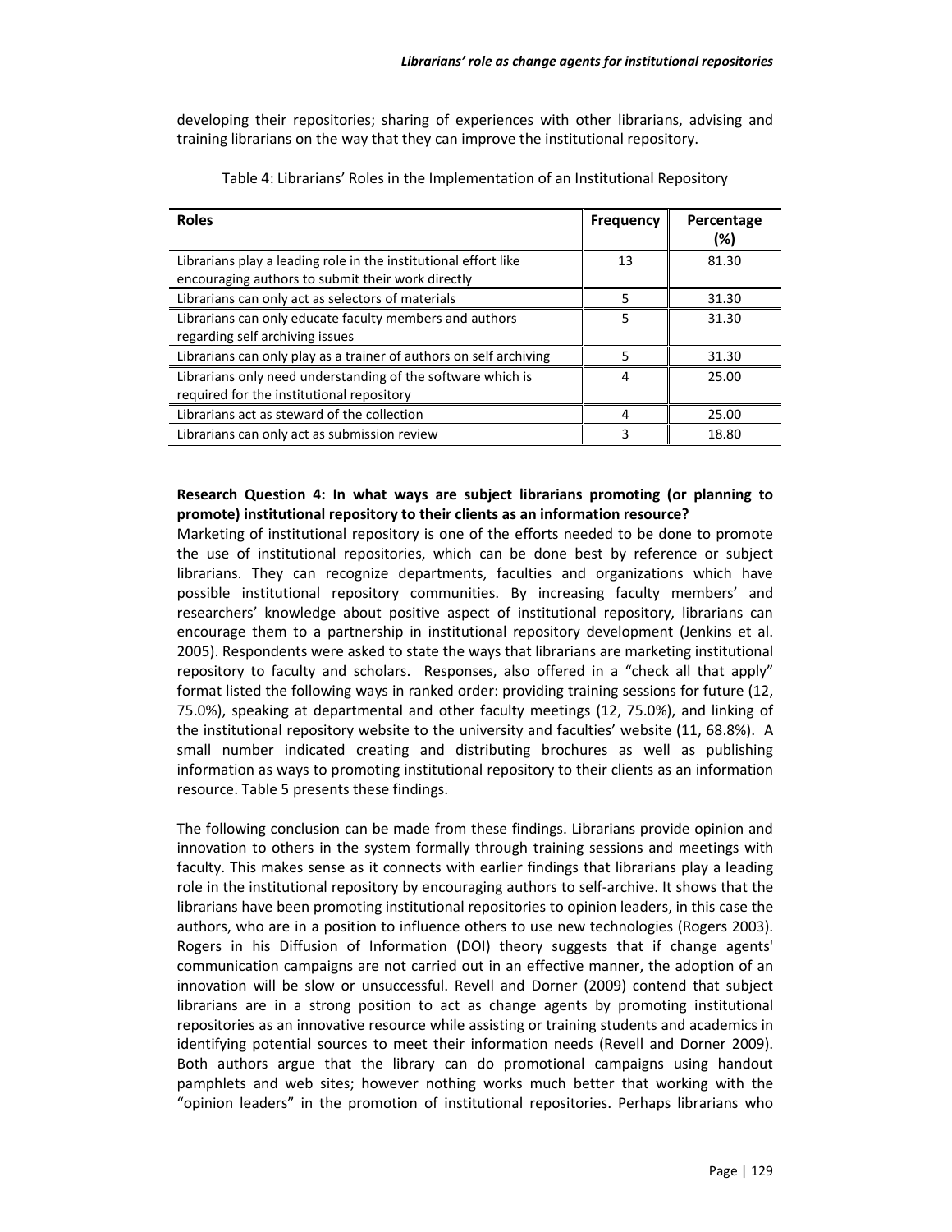developing their repositories; sharing of experiences with other librarians, advising and training librarians on the way that they can improve the institutional repository.

Table 4: Librarians' Roles in the Implementation of an Institutional Repository

| Roles | Frequency | Percentage (%) |
|---|---|---|
| Librarians play a leading role in the institutional effort like encouraging authors to submit their work directly | 13 | 81.30 |
| Librarians can only act as selectors of materials | 5 | 31.30 |
| Librarians can only educate faculty members and authors regarding self archiving issues | 5 | 31.30 |
| Librarians can only play as a trainer of authors on self archiving | 5 | 31.30 |
| Librarians only need understanding of the software which is required for the institutional repository | 4 | 25.00 |
| Librarians act as steward of the collection | 4 | 25.00 |
| Librarians can only act as submission review | 3 | 18.80 |

**Research Question 4: In what ways are subject librarians promoting (or planning to promote) institutional repository to their clients as an information resource?**

Marketing of institutional repository is one of the efforts needed to be done to promote the use of institutional repositories, which can be done best by reference or subject librarians. They can recognize departments, faculties and organizations which have possible institutional repository communities. By increasing faculty members' and researchers' knowledge about positive aspect of institutional repository, librarians can encourage them to a partnership in institutional repository development (Jenkins et al. 2005). Respondents were asked to state the ways that librarians are marketing institutional repository to faculty and scholars. Responses, also offered in a "check all that apply" format listed the following ways in ranked order: providing training sessions for future (12, 75.0%), speaking at departmental and other faculty meetings (12, 75.0%), and linking of the institutional repository website to the university and faculties' website (11, 68.8%). A small number indicated creating and distributing brochures as well as publishing information as ways to promoting institutional repository to their clients as an information resource. Table 5 presents these findings.

The following conclusion can be made from these findings. Librarians provide opinion and innovation to others in the system formally through training sessions and meetings with faculty. This makes sense as it connects with earlier findings that librarians play a leading role in the institutional repository by encouraging authors to self-archive. It shows that the librarians have been promoting institutional repositories to opinion leaders, in this case the authors, who are in a position to influence others to use new technologies (Rogers 2003). Rogers in his Diffusion of Information (DOI) theory suggests that if change agents' communication campaigns are not carried out in an effective manner, the adoption of an innovation will be slow or unsuccessful. Revell and Dorner (2009) contend that subject librarians are in a strong position to act as change agents by promoting institutional repositories as an innovative resource while assisting or training students and academics in identifying potential sources to meet their information needs (Revell and Dorner 2009). Both authors argue that the library can do promotional campaigns using handout pamphlets and web sites; however nothing works much better that working with the "opinion leaders" in the promotion of institutional repositories. Perhaps librarians who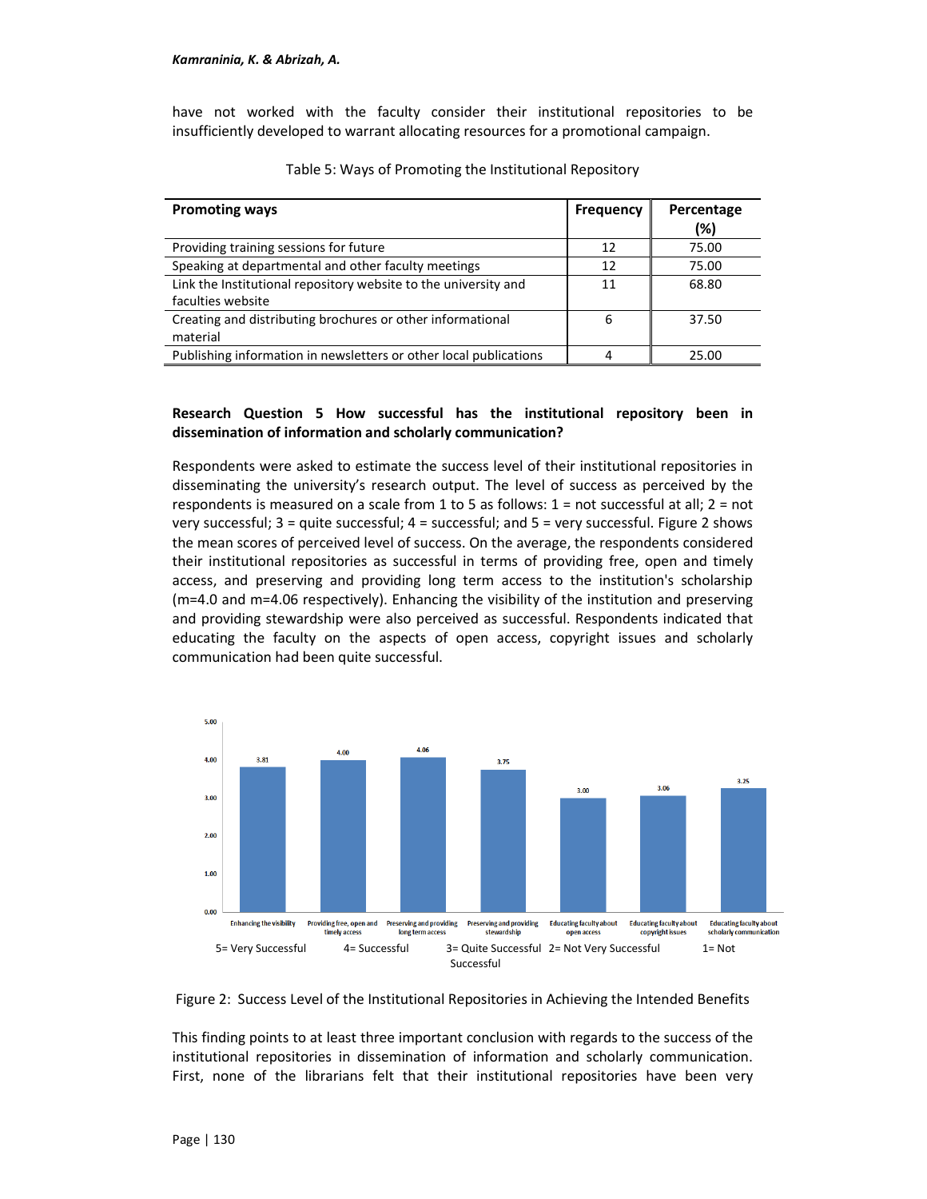have not worked with the faculty consider their institutional repositories to be insufficiently developed to warrant allocating resources for a promotional campaign.

Table 5: Ways of Promoting the Institutional Repository

| Promoting ways | Frequency | Percentage (%) |
|---|---|---|
| Providing training sessions for future | 12 | 75.00 |
| Speaking at departmental and other faculty meetings | 12 | 75.00 |
| Link the Institutional repository website to the university and faculties website | 11 | 68.80 |
| Creating and distributing brochures or other informational material | 6 | 37.50 |
| Publishing information in newsletters or other local publications | 4 | 25.00 |

**Research Question 5 How successful has the institutional repository been in dissemination of information and scholarly communication?**

Respondents were asked to estimate the success level of their institutional repositories in disseminating the university's research output. The level of success as perceived by the respondents is measured on a scale from 1 to 5 as follows: 1 = not successful at all; 2 = not very successful; 3 = quite successful; 4 = successful; and 5 = very successful. Figure 2 shows the mean scores of perceived level of success. On the average, the respondents considered their institutional repositories as successful in terms of providing free, open and timely access, and preserving and providing long term access to the institution's scholarship (m=4.0 and m=4.06 respectively). Enhancing the visibility of the institution and preserving and providing stewardship were also perceived as successful. Respondents indicated that educating the faculty on the aspects of open access, copyright issues and scholarly communication had been quite successful.

5= Very Successful 4= Successful 3= Quite Successful 2= Not Very Successful 1= Not Successful

Figure 2: Success Level of the Institutional Repositories in Achieving the Intended Benefits

This finding points to at least three important conclusion with regards to the success of the institutional repositories in dissemination of information and scholarly communication. First, none of the librarians felt that their institutional repositories have been very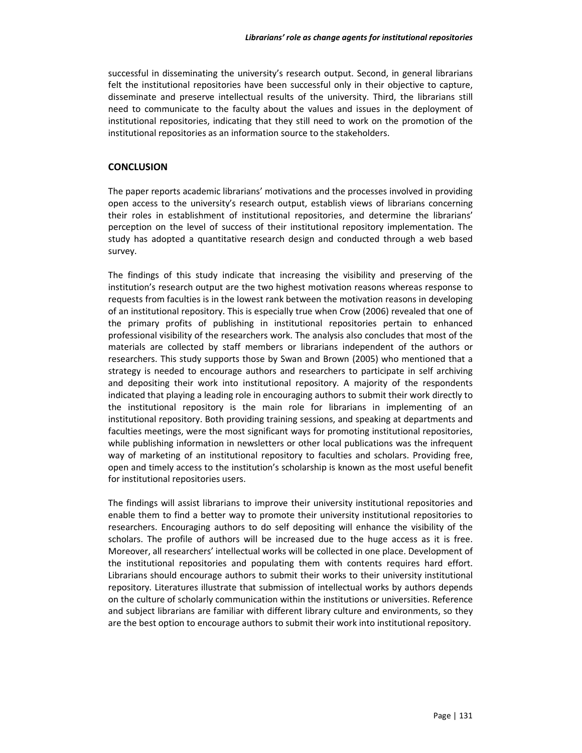successful in disseminating the university's research output. Second, in general librarians felt the institutional repositories have been successful only in their objective to capture, disseminate and preserve intellectual results of the university. Third, the librarians still need to communicate to the faculty about the values and issues in the deployment of institutional repositories, indicating that they still need to work on the promotion of the institutional repositories as an information source to the stakeholders.

## CONCLUSION

The paper reports academic librarians' motivations and the processes involved in providing open access to the university's research output, establish views of librarians concerning their roles in establishment of institutional repositories, and determine the librarians' perception on the level of success of their institutional repository implementation. The study has adopted a quantitative research design and conducted through a web based survey.

The findings of this study indicate that increasing the visibility and preserving of the institution's research output are the two highest motivation reasons whereas response to requests from faculties is in the lowest rank between the motivation reasons in developing of an institutional repository. This is especially true when Crow (2006) revealed that one of the primary profits of publishing in institutional repositories pertain to enhanced professional visibility of the researchers work. The analysis also concludes that most of the materials are collected by staff members or librarians independent of the authors or researchers. This study supports those by Swan and Brown (2005) who mentioned that a strategy is needed to encourage authors and researchers to participate in self archiving and depositing their work into institutional repository. A majority of the respondents indicated that playing a leading role in encouraging authors to submit their work directly to the institutional repository is the main role for librarians in implementing of an institutional repository. Both providing training sessions, and speaking at departments and faculties meetings, were the most significant ways for promoting institutional repositories, while publishing information in newsletters or other local publications was the infrequent way of marketing of an institutional repository to faculties and scholars. Providing free, open and timely access to the institution's scholarship is known as the most useful benefit for institutional repositories users.

The findings will assist librarians to improve their university institutional repositories and enable them to find a better way to promote their university institutional repositories to researchers. Encouraging authors to do self depositing will enhance the visibility of the scholars. The profile of authors will be increased due to the huge access as it is free. Moreover, all researchers' intellectual works will be collected in one place. Development of the institutional repositories and populating them with contents requires hard effort. Librarians should encourage authors to submit their works to their university institutional repository. Literatures illustrate that submission of intellectual works by authors depends on the culture of scholarly communication within the institutions or universities. Reference and subject librarians are familiar with different library culture and environments, so they are the best option to encourage authors to submit their work into institutional repository.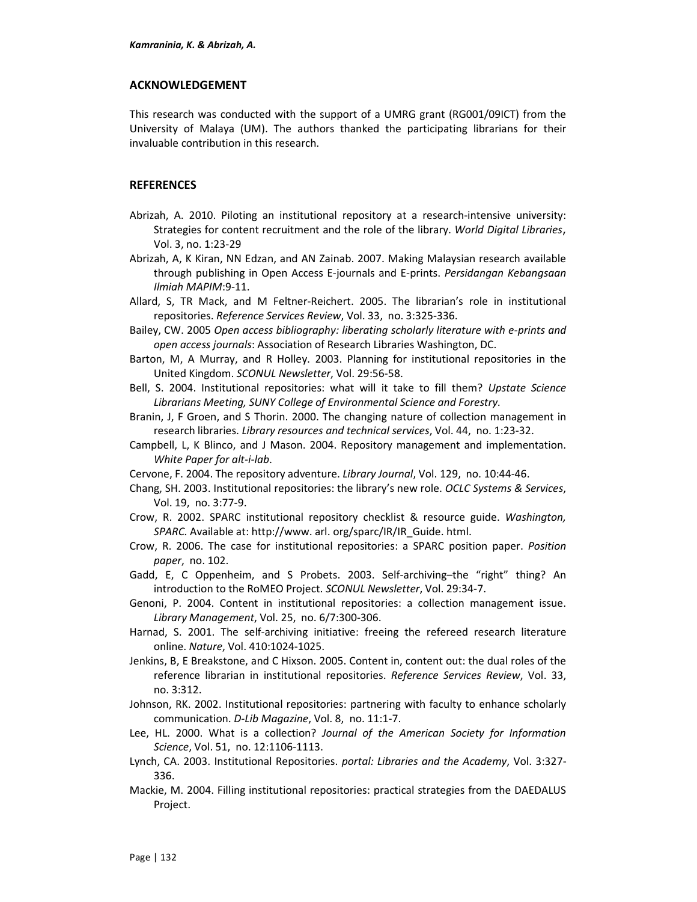## ACKNOWLEDGEMENT

This research was conducted with the support of a UMRG grant (RG001/09ICT) from the University of Malaya (UM). The authors thanked the participating librarians for their invaluable contribution in this research.

## REFERENCES

Abrizah, A. 2010. Piloting an institutional repository at a research-intensive university: Strategies for content recruitment and the role of the library. *World Digital Libraries*, Vol. 3, no. 1:23-29

Abrizah, A, K Kiran, NN Edzan, and AN Zainab. 2007. Making Malaysian research available through publishing in Open Access E-journals and E-prints. *Persidangan Kebangsaan Ilmiah MAPIM*:9-11.

Allard, S, TR Mack, and M Feltner-Reichert. 2005. The librarian's role in institutional repositories. *Reference Services Review*, Vol. 33, no. 3:325-336.

Bailey, CW. 2005 *Open access bibliography: liberating scholarly literature with e-prints and open access journals*: Association of Research Libraries Washington, DC.

Barton, M, A Murray, and R Holley. 2003. Planning for institutional repositories in the United Kingdom. *SCONUL Newsletter*, Vol. 29:56-58.

Bell, S. 2004. Institutional repositories: what will it take to fill them? *Upstate Science Librarians Meeting, SUNY College of Environmental Science and Forestry*.

Branin, J, F Groen, and S Thorin. 2000. The changing nature of collection management in research libraries. *Library resources and technical services*, Vol. 44, no. 1:23-32.

Campbell, L, K Blinco, and J Mason. 2004. Repository management and implementation. *White Paper for alt-i-lab*.

Cervone, F. 2004. The repository adventure. *Library Journal*, Vol. 129, no. 10:44-46.

Chang, SH. 2003. Institutional repositories: the library's new role. *OCLC Systems & Services*, Vol. 19, no. 3:77-9.

Crow, R. 2002. SPARC institutional repository checklist & resource guide. *Washington, SPARC.* Available at: http://www. arl. org/sparc/IR/IR_Guide. html.

Crow, R. 2006. The case for institutional repositories: a SPARC position paper. *Position paper*, no. 102.

Gadd, E, C Oppenheim, and S Probets. 2003. Self-archiving–the "right" thing? An introduction to the RoMEO Project. *SCONUL Newsletter*, Vol. 29:34-7.

Genoni, P. 2004. Content in institutional repositories: a collection management issue. *Library Management*, Vol. 25, no. 6/7:300-306.

Harnad, S. 2001. The self-archiving initiative: freeing the refereed research literature online. *Nature*, Vol. 410:1024-1025.

Jenkins, B, E Breakstone, and C Hixson. 2005. Content in, content out: the dual roles of the reference librarian in institutional repositories. *Reference Services Review*, Vol. 33, no. 3:312.

Johnson, RK. 2002. Institutional repositories: partnering with faculty to enhance scholarly communication. *D-Lib Magazine*, Vol. 8, no. 11:1-7.

Lee, HL. 2000. What is a collection? *Journal of the American Society for Information Science*, Vol. 51, no. 12:1106-1113.

Lynch, CA. 2003. Institutional Repositories. *portal: Libraries and the Academy*, Vol. 3:327-336.

Mackie, M. 2004. Filling institutional repositories: practical strategies from the DAEDALUS Project.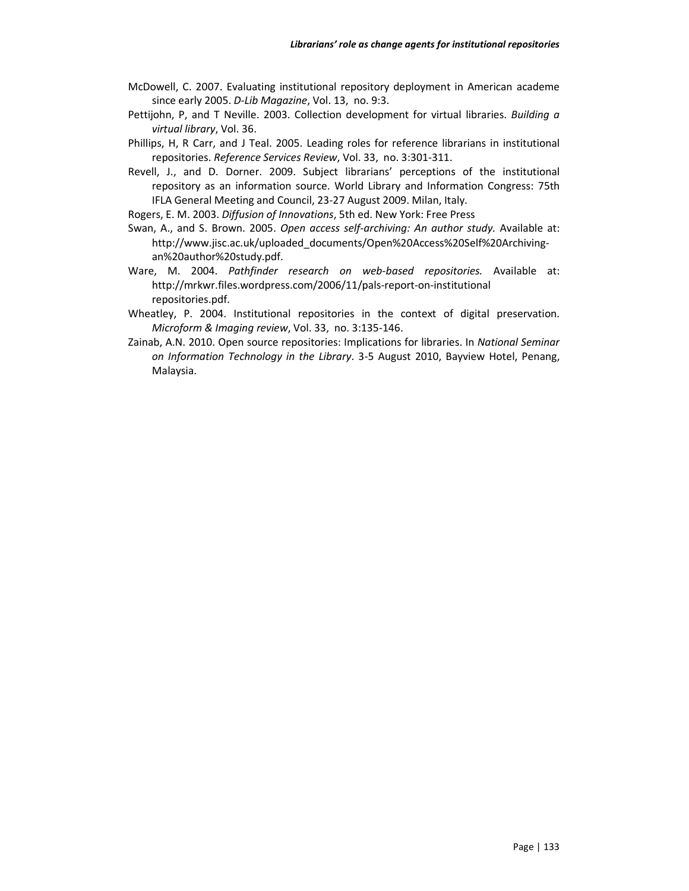McDowell, C. 2007. Evaluating institutional repository deployment in American academe since early 2005. *D-Lib Magazine*, Vol. 13, no. 9:3.

Pettijohn, P, and T Neville. 2003. Collection development for virtual libraries. *Building a virtual library*, Vol. 36.

Phillips, H, R Carr, and J Teal. 2005. Leading roles for reference librarians in institutional repositories. *Reference Services Review*, Vol. 33, no. 3:301-311.

Revell, J., and D. Dorner. 2009. Subject librarians' perceptions of the institutional repository as an information source. World Library and Information Congress: 75th IFLA General Meeting and Council, 23-27 August 2009. Milan, Italy.

Rogers, E. M. 2003. *Diffusion of Innovations*, 5th ed. New York: Free Press

Swan, A., and S. Brown. 2005. *Open access self-archiving: An author study.* Available at: http://www.jisc.ac.uk/uploaded_documents/Open%20Access%20Self%20Archiving-an%20author%20study.pdf.

Ware, M. 2004. *Pathfinder research on web-based repositories.* Available at: http://mrkwr.files.wordpress.com/2006/11/pals-report-on-institutional repositories.pdf.

Wheatley, P. 2004. Institutional repositories in the context of digital preservation. *Microform & Imaging review*, Vol. 33, no. 3:135-146.

Zainab, A.N. 2010. Open source repositories: Implications for libraries. In *National Seminar on Information Technology in the Library*. 3-5 August 2010, Bayview Hotel, Penang, Malaysia.